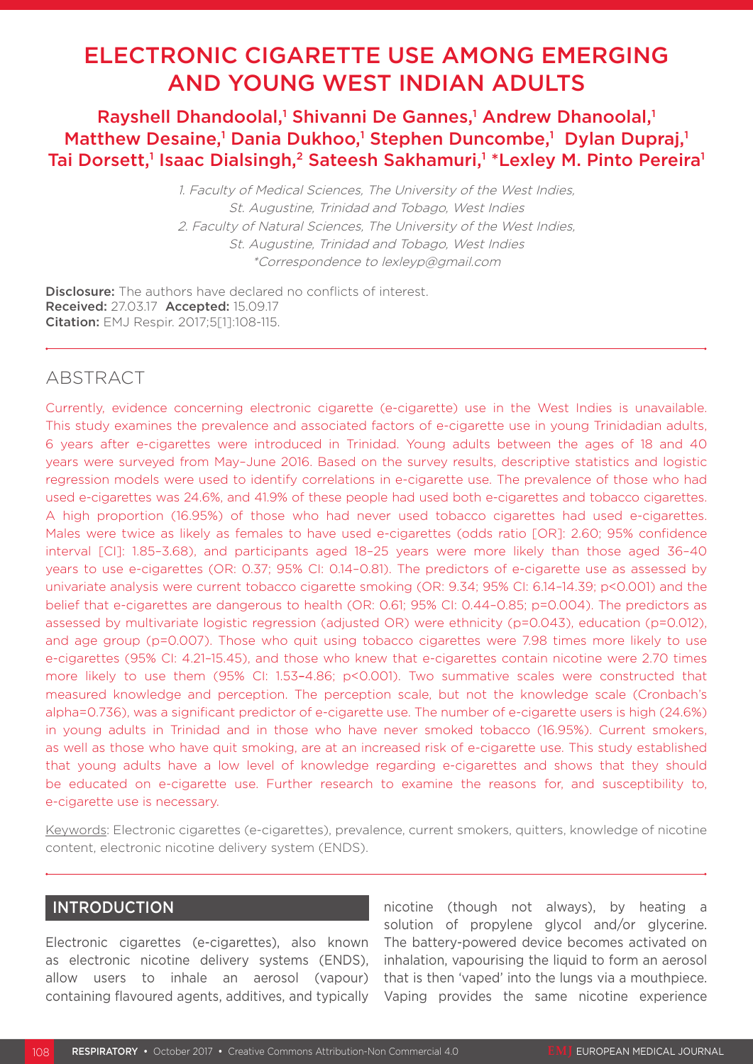# ELECTRONIC CIGARETTE USE AMONG EMERGING AND YOUNG WEST INDIAN ADULTS

**Rayshell Dhandoolal,[1] Shivanni De Gannes,[1] Andrew Dhanoolal,[1] Matthew Desaine,[1] Dania Dukhoo,[1] Stephen Duncombe,[1] Dylan Dupraj,[1] Tai Dorsett,[1] Isaac Dialsingh,[2] Sateesh Sakhamuri,[1] *Lexley M. Pinto Pereira[1]**

*1. Faculty of Medical Sciences, The University of the West Indies, St. Augustine, Trinidad and Tobago, West Indies*
*2. Faculty of Natural Sciences, The University of the West Indies, St. Augustine, Trinidad and Tobago, West Indies*
*\*Correspondence to lexleyp@gmail.com*

**Disclosure:** The authors have declared no conflicts of interest.
**Received:** 27.03.17 **Accepted:** 15.09.17
**Citation:** EMJ Respir. 2017;5[1]:108-115.

## ABSTRACT

Currently, evidence concerning electronic cigarette (e-cigarette) use in the West Indies is unavailable. This study examines the prevalence and associated factors of e-cigarette use in young Trinidadian adults, 6 years after e-cigarettes were introduced in Trinidad. Young adults between the ages of 18 and 40 years were surveyed from May–June 2016. Based on the survey results, descriptive statistics and logistic regression models were used to identify correlations in e-cigarette use. The prevalence of those who had used e-cigarettes was 24.6%, and 41.9% of these people had used both e-cigarettes and tobacco cigarettes. A high proportion (16.95%) of those who had never used tobacco cigarettes had used e-cigarettes. Males were twice as likely as females to have used e-cigarettes (odds ratio [OR]: 2.60; 95% confidence interval [CI]: 1.85–3.68), and participants aged 18–25 years were more likely than those aged 36–40 years to use e-cigarettes (OR: 0.37; 95% CI: 0.14–0.81). The predictors of e-cigarette use as assessed by univariate analysis were current tobacco cigarette smoking (OR: 9.34; 95% CI: 6.14–14.39; $p<0.001$) and the belief that e-cigarettes are dangerous to health (OR: 0.61; 95% CI: 0.44–0.85; $p=0.004$). The predictors as assessed by multivariate logistic regression (adjusted OR) were ethnicity ($p=0.043$), education ($p=0.012$), and age group ($p=0.007$). Those who quit using tobacco cigarettes were 7.98 times more likely to use e-cigarettes (95% CI: 4.21–15.45), and those who knew that e-cigarettes contain nicotine were 2.70 times more likely to use them (95% CI: 1.53–4.86; $p<0.001$). Two summative scales were constructed that measured knowledge and perception. The perception scale, but not the knowledge scale (Cronbach's alpha=0.736), was a significant predictor of e-cigarette use. The number of e-cigarette users is high (24.6%) in young adults in Trinidad and in those who have never smoked tobacco (16.95%). Current smokers, as well as those who have quit smoking, are at an increased risk of e-cigarette use. This study established that young adults have a low level of knowledge regarding e-cigarettes and shows that they should be educated on e-cigarette use. Further research to examine the reasons for, and susceptibility to, e-cigarette use is necessary.

Keywords: Electronic cigarettes (e-cigarettes), prevalence, current smokers, quitters, knowledge of nicotine content, electronic nicotine delivery system (ENDS).

## INTRODUCTION

Electronic cigarettes (e-cigarettes), also known as electronic nicotine delivery systems (ENDS), allow users to inhale an aerosol (vapour) containing flavoured agents, additives, and typically nicotine (though not always), by heating a solution of propylene glycol and/or glycerine. The battery-powered device becomes activated on inhalation, vapourising the liquid to form an aerosol that is then 'vaped' into the lungs via a mouthpiece. Vaping provides the same nicotine experience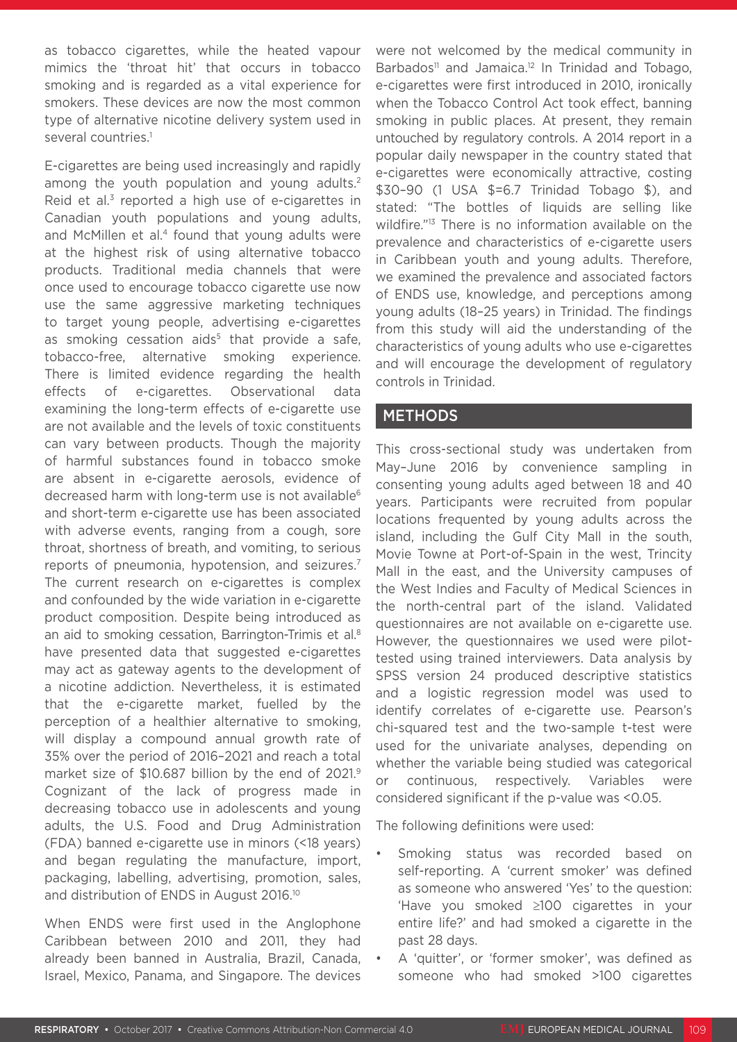as tobacco cigarettes, while the heated vapour mimics the 'throat hit' that occurs in tobacco smoking and is regarded as a vital experience for smokers. These devices are now the most common type of alternative nicotine delivery system used in several countries.[1]

E-cigarettes are being used increasingly and rapidly among the youth population and young adults.[2] Reid et al.[3] reported a high use of e-cigarettes in Canadian youth populations and young adults, and McMillen et al.[4] found that young adults were at the highest risk of using alternative tobacco products. Traditional media channels that were once used to encourage tobacco cigarette use now use the same aggressive marketing techniques to target young people, advertising e-cigarettes as smoking cessation aids[5] that provide a safe, tobacco-free, alternative smoking experience. There is limited evidence regarding the health effects of e-cigarettes. Observational data examining the long-term effects of e-cigarette use are not available and the levels of toxic constituents can vary between products. Though the majority of harmful substances found in tobacco smoke are absent in e-cigarette aerosols, evidence of decreased harm with long-term use is not available[6] and short-term e-cigarette use has been associated with adverse events, ranging from a cough, sore throat, shortness of breath, and vomiting, to serious reports of pneumonia, hypotension, and seizures.[7] The current research on e-cigarettes is complex and confounded by the wide variation in e-cigarette product composition. Despite being introduced as an aid to smoking cessation, Barrington-Trimis et al.[8] have presented data that suggested e-cigarettes may act as gateway agents to the development of a nicotine addiction. Nevertheless, it is estimated that the e-cigarette market, fuelled by the perception of a healthier alternative to smoking, will display a compound annual growth rate of 35% over the period of 2016–2021 and reach a total market size of $10.687 billion by the end of 2021.[9] Cognizant of the lack of progress made in decreasing tobacco use in adolescents and young adults, the U.S. Food and Drug Administration (FDA) banned e-cigarette use in minors (<18 years) and began regulating the manufacture, import, packaging, labelling, advertising, promotion, sales, and distribution of ENDS in August 2016.[10]

When ENDS were first used in the Anglophone Caribbean between 2010 and 2011, they had already been banned in Australia, Brazil, Canada, Israel, Mexico, Panama, and Singapore. The devices were not welcomed by the medical community in Barbados[11] and Jamaica.[12] In Trinidad and Tobago, e-cigarettes were first introduced in 2010, ironically when the Tobacco Control Act took effect, banning smoking in public places. At present, they remain untouched by regulatory controls. A 2014 report in a popular daily newspaper in the country stated that e-cigarettes were economically attractive, costing $30–90 (1 USA $=6.7 Trinidad Tobago $), and stated: "The bottles of liquids are selling like wildfire."[13] There is no information available on the prevalence and characteristics of e-cigarette users in Caribbean youth and young adults. Therefore, we examined the prevalence and associated factors of ENDS use, knowledge, and perceptions among young adults (18–25 years) in Trinidad. The findings from this study will aid the understanding of the characteristics of young adults who use e-cigarettes and will encourage the development of regulatory controls in Trinidad.

## METHODS

This cross-sectional study was undertaken from May–June 2016 by convenience sampling in consenting young adults aged between 18 and 40 years. Participants were recruited from popular locations frequented by young adults across the island, including the Gulf City Mall in the south, Movie Towne at Port-of-Spain in the west, Trincity Mall in the east, and the University campuses of the West Indies and Faculty of Medical Sciences in the north-central part of the island. Validated questionnaires are not available on e-cigarette use. However, the questionnaires we used were pilot-tested using trained interviewers. Data analysis by SPSS version 24 produced descriptive statistics and a logistic regression model was used to identify correlates of e-cigarette use. Pearson's chi-squared test and the two-sample t-test were used for the univariate analyses, depending on whether the variable being studied was categorical or continuous, respectively. Variables were considered significant if the p-value was <0.05.

The following definitions were used:

- Smoking status was recorded based on self-reporting. A 'current smoker' was defined as someone who answered 'Yes' to the question: 'Have you smoked ≥100 cigarettes in your entire life?' and had smoked a cigarette in the past 28 days.
- A 'quitter', or 'former smoker', was defined as someone who had smoked >100 cigarettes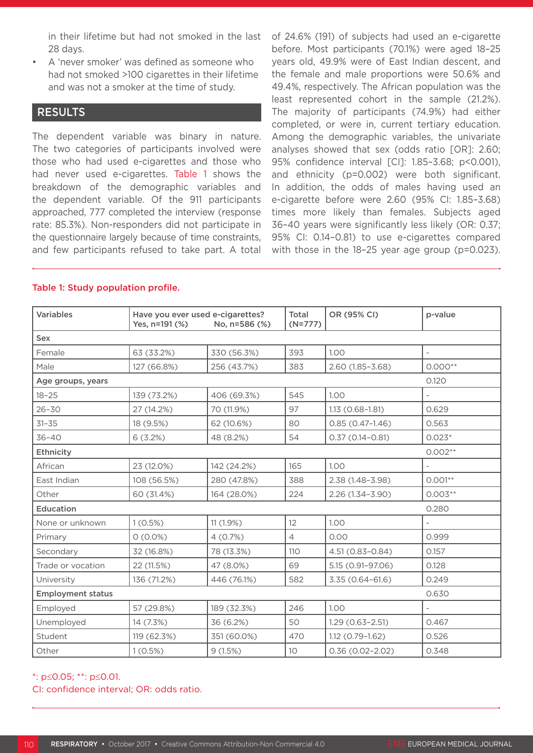in their lifetime but had not smoked in the last 28 days.

- A 'never smoker' was defined as someone who had not smoked >100 cigarettes in their lifetime and was not a smoker at the time of study.

## RESULTS

The dependent variable was binary in nature. The two categories of participants involved were those who had used e-cigarettes and those who had never used e-cigarettes. Table 1 shows the breakdown of the demographic variables and the dependent variable. Of the 911 participants approached, 777 completed the interview (response rate: 85.3%). Non-responders did not participate in the questionnaire largely because of time constraints, and few participants refused to take part. A total of 24.6% (191) of subjects had used an e-cigarette before. Most participants (70.1%) were aged 18–25 years old, 49.9% were of East Indian descent, and the female and male proportions were 50.6% and 49.4%, respectively. The African population was the least represented cohort in the sample (21.2%). The majority of participants (74.9%) had either completed, or were in, current tertiary education. Among the demographic variables, the univariate analyses showed that sex (odds ratio [OR]: 2.60; 95% confidence interval [CI]: 1.85–3.68; p<0.001), and ethnicity (p=0.002) were both significant. In addition, the odds of males having used an e-cigarette before were 2.60 (95% CI: 1.85–3.68) times more likely than females. Subjects aged 36–40 years were significantly less likely (OR: 0.37; 95% CI: 0.14–0.81) to use e-cigarettes compared with those in the 18–25 year age group (p=0.023).

**Table 1: Study population profile.**

| Variables | Have you ever used e-cigarettes? Yes, n=191 (%) | No, n=586 (%) | Total (N=777) | OR (95% CI) | p-value |
|---|---|---|---|---|---|
| **Sex** | | | | | |
| Female | 63 (33.2%) | 330 (56.3%) | 393 | 1.00 | - |
| Male | 127 (66.8%) | 256 (43.7%) | 383 | 2.60 (1.85–3.68) | 0.000** |
| **Age groups, years** | | | | | 0.120 |
| 18–25 | 139 (73.2%) | 406 (69.3%) | 545 | 1.00 | - |
| 26–30 | 27 (14.2%) | 70 (11.9%) | 97 | 1.13 (0.68–1.81) | 0.629 |
| 31–35 | 18 (9.5%) | 62 (10.6%) | 80 | 0.85 (0.47–1.46) | 0.563 |
| 36–40 | 6 (3.2%) | 48 (8.2%) | 54 | 0.37 (0.14–0.81) | 0.023* |
| **Ethnicity** | | | | | 0.002** |
| African | 23 (12.0%) | 142 (24.2%) | 165 | 1.00 | - |
| East Indian | 108 (56.5%) | 280 (47.8%) | 388 | 2.38 (1.48–3.98) | 0.001** |
| Other | 60 (31.4%) | 164 (28.0%) | 224 | 2.26 (1.34–3.90) | 0.003** |
| **Education** | | | | | 0.280 |
| None or unknown | 1 (0.5%) | 11 (1.9%) | 12 | 1.00 | - |
| Primary | 0 (0.0%) | 4 (0.7%) | 4 | 0.00 | 0.999 |
| Secondary | 32 (16.8%) | 78 (13.3%) | 110 | 4.51 (0.83–0.84) | 0.157 |
| Trade or vocation | 22 (11.5%) | 47 (8.0%) | 69 | 5.15 (0.91–97.06) | 0.128 |
| University | 136 (71.2%) | 446 (76.1%) | 582 | 3.35 (0.64–61.6) | 0.249 |
| **Employment status** | | | | | 0.630 |
| Employed | 57 (29.8%) | 189 (32.3%) | 246 | 1.00 | - |
| Unemployed | 14 (7.3%) | 36 (6.2%) | 50 | 1.29 (0.63–2.51) | 0.467 |
| Student | 119 (62.3%) | 351 (60.0%) | 470 | 1.12 (0.79–1.62) | 0.526 |
| Other | 1 (0.5%) | 9 (1.5%) | 10 | 0.36 (0.02–2.02) | 0.348 |

*: p≤0.05; **: p≤0.01.
CI: confidence interval; OR: odds ratio.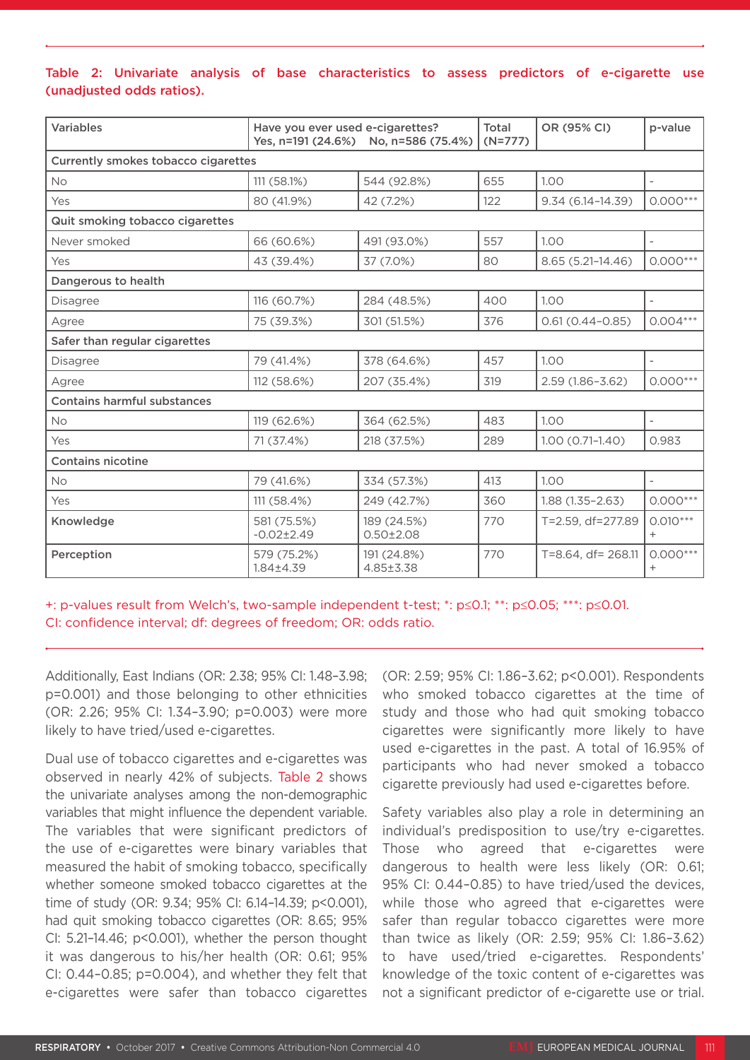**Table 2: Univariate analysis of base characteristics to assess predictors of e-cigarette use (unadjusted odds ratios).**

| Variables | Have you ever used e-cigarettes? Yes, n=191 (24.6%) | No, n=586 (75.4%) | Total (N=777) | OR (95% CI) | p-value |
|---|---|---|---|---|---|
| **Currently smokes tobacco cigarettes** | | | | | |
| No | 111 (58.1%) | 544 (92.8%) | 655 | 1.00 | - |
| Yes | 80 (41.9%) | 42 (7.2%) | 122 | 9.34 (6.14–14.39) | 0.000*** |
| **Quit smoking tobacco cigarettes** | | | | | |
| Never smoked | 66 (60.6%) | 491 (93.0%) | 557 | 1.00 | - |
| Yes | 43 (39.4%) | 37 (7.0%) | 80 | 8.65 (5.21–14.46) | 0.000*** |
| **Dangerous to health** | | | | | |
| Disagree | 116 (60.7%) | 284 (48.5%) | 400 | 1.00 | - |
| Agree | 75 (39.3%) | 301 (51.5%) | 376 | 0.61 (0.44–0.85) | 0.004*** |
| **Safer than regular cigarettes** | | | | | |
| Disagree | 79 (41.4%) | 378 (64.6%) | 457 | 1.00 | - |
| Agree | 112 (58.6%) | 207 (35.4%) | 319 | 2.59 (1.86–3.62) | 0.000*** |
| **Contains harmful substances** | | | | | |
| No | 119 (62.6%) | 364 (62.5%) | 483 | 1.00 | - |
| Yes | 71 (37.4%) | 218 (37.5%) | 289 | 1.00 (0.71–1.40) | 0.983 |
| **Contains nicotine** | | | | | |
| No | 79 (41.6%) | 334 (57.3%) | 413 | 1.00 | - |
| Yes | 111 (58.4%) | 249 (42.7%) | 360 | 1.88 (1.35–2.63) | 0.000*** |
| **Knowledge** | 581 (75.5%) -0.02±2.49 | 189 (24.5%) 0.50±2.08 | 770 | T=2.59, df=277.89 | 0.010*** + |
| **Perception** | 579 (75.2%) 1.84±4.39 | 191 (24.8%) 4.85±3.38 | 770 | T=8.64, df= 268.11 | 0.000*** + |

+: p-values result from Welch's, two-sample independent t-test; *: p≤0.1; **: p≤0.05; ***: p≤0.01.
CI: confidence interval; df: degrees of freedom; OR: odds ratio.

Additionally, East Indians (OR: 2.38; 95% CI: 1.48–3.98; p=0.001) and those belonging to other ethnicities (OR: 2.26; 95% CI: 1.34–3.90; p=0.003) were more likely to have tried/used e-cigarettes.

Dual use of tobacco cigarettes and e-cigarettes was observed in nearly 42% of subjects. Table 2 shows the univariate analyses among the non-demographic variables that might influence the dependent variable. The variables that were significant predictors of the use of e-cigarettes were binary variables that measured the habit of smoking tobacco, specifically whether someone smoked tobacco cigarettes at the time of study (OR: 9.34; 95% CI: 6.14–14.39; p<0.001), had quit smoking tobacco cigarettes (OR: 8.65; 95% CI: 5.21–14.46; p<0.001), whether the person thought it was dangerous to his/her health (OR: 0.61; 95% CI: 0.44–0.85; p=0.004), and whether they felt that e-cigarettes were safer than tobacco cigarettes (OR: 2.59; 95% CI: 1.86–3.62; p<0.001). Respondents who smoked tobacco cigarettes at the time of study and those who had quit smoking tobacco cigarettes were significantly more likely to have used e-cigarettes in the past. A total of 16.95% of participants who had never smoked a tobacco cigarette previously had used e-cigarettes before.

Safety variables also play a role in determining an individual's predisposition to use/try e-cigarettes. Those who agreed that e-cigarettes were dangerous to health were less likely (OR: 0.61; 95% CI: 0.44–0.85) to have tried/used the devices, while those who agreed that e-cigarettes were safer than regular tobacco cigarettes were more than twice as likely (OR: 2.59; 95% CI: 1.86–3.62) to have used/tried e-cigarettes. Respondents' knowledge of the toxic content of e-cigarettes was not a significant predictor of e-cigarette use or trial.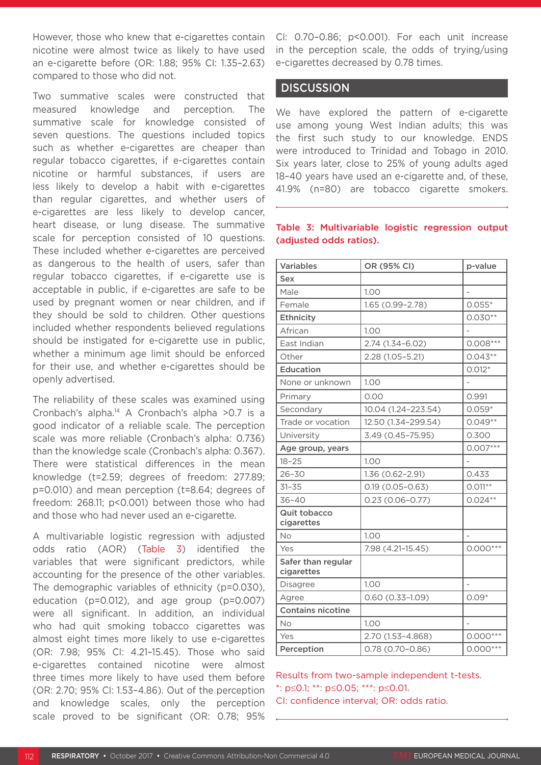However, those who knew that e-cigarettes contain nicotine were almost twice as likely to have used an e-cigarette before (OR: 1.88; 95% CI: 1.35–2.63) compared to those who did not.

Two summative scales were constructed that measured knowledge and perception. The summative scale for knowledge consisted of seven questions. The questions included topics such as whether e-cigarettes are cheaper than regular tobacco cigarettes, if e-cigarettes contain nicotine or harmful substances, if users are less likely to develop a habit with e-cigarettes than regular cigarettes, and whether users of e-cigarettes are less likely to develop cancer, heart disease, or lung disease. The summative scale for perception consisted of 10 questions. These included whether e-cigarettes are perceived as dangerous to the health of users, safer than regular tobacco cigarettes, if e-cigarette use is acceptable in public, if e-cigarettes are safe to be used by pregnant women or near children, and if they should be sold to children. Other questions included whether respondents believed regulations should be instigated for e-cigarette use in public, whether a minimum age limit should be enforced for their use, and whether e-cigarettes should be openly advertised.

The reliability of these scales was examined using Cronbach's alpha.[14] A Cronbach's alpha >0.7 is a good indicator of a reliable scale. The perception scale was more reliable (Cronbach's alpha: 0.736) than the knowledge scale (Cronbach's alpha: 0.367). There were statistical differences in the mean knowledge (t=2.59; degrees of freedom: 277.89; p=0.010) and mean perception (t=8.64; degrees of freedom: 268.11; p<0.001) between those who had and those who had never used an e-cigarette.

A multivariable logistic regression with adjusted odds ratio (AOR) (Table 3) identified the variables that were significant predictors, while accounting for the presence of the other variables. The demographic variables of ethnicity (p=0.030), education (p=0.012), and age group (p=0.007) were all significant. In addition, an individual who had quit smoking tobacco cigarettes was almost eight times more likely to use e-cigarettes (OR: 7.98; 95% CI: 4.21–15.45). Those who said e-cigarettes contained nicotine were almost three times more likely to have used them before (OR: 2.70; 95% CI: 1.53–4.86). Out of the perception and knowledge scales, only the perception scale proved to be significant (OR: 0.78; 95% CI: 0.70–0.86; p<0.001). For each unit increase in the perception scale, the odds of trying/using e-cigarettes decreased by 0.78 times.

## DISCUSSION

We have explored the pattern of e-cigarette use among young West Indian adults; this was the first such study to our knowledge. ENDS were introduced to Trinidad and Tobago in 2010. Six years later, close to 25% of young adults aged 18–40 years have used an e-cigarette and, of these, 41.9% (n=80) are tobacco cigarette smokers.

Table 3: Multivariable logistic regression output (adjusted odds ratios).

| Variables | OR (95% CI) | p-value |
|---|---|---|
| **Sex** | | |
| Male | 1.00 | - |
| Female | 1.65 (0.99–2.78) | 0.055* |
| **Ethnicity** | | 0.030** |
| African | 1.00 | - |
| East Indian | 2.74 (1.34–6.02) | 0.008*** |
| Other | 2.28 (1.05–5.21) | 0.043** |
| **Education** | | 0.012* |
| None or unknown | 1.00 | - |
| Primary | 0.00 | 0.991 |
| Secondary | 10.04 (1.24–223.54) | 0.059* |
| Trade or vocation | 12.50 (1.34–299.54) | 0.049** |
| University | 3.49 (0.45–75.95) | 0.300 |
| **Age group, years** | | 0.007*** |
| 18–25 | 1.00 | - |
| 26–30 | 1.36 (0.62–2.91) | 0.433 |
| 31–35 | 0.19 (0.05–0.63) | 0.011** |
| 36–40 | 0.23 (0.06–0.77) | 0.024** |
| **Quit tobacco cigarettes** | | |
| No | 1.00 | - |
| Yes | 7.98 (4.21–15.45) | 0.000*** |
| **Safer than regular cigarettes** | | |
| Disagree | 1.00 | - |
| Agree | 0.60 (0.33–1.09) | 0.09* |
| **Contains nicotine** | | |
| No | 1.00 | - |
| Yes | 2.70 (1.53–4.868) | 0.000*** |
| **Perception** | 0.78 (0.70–0.86) | 0.000*** |

Results from two-sample independent t-tests.
*: p≤0.1; **: p≤0.05; ***: p≤0.01.
CI: confidence interval; OR: odds ratio.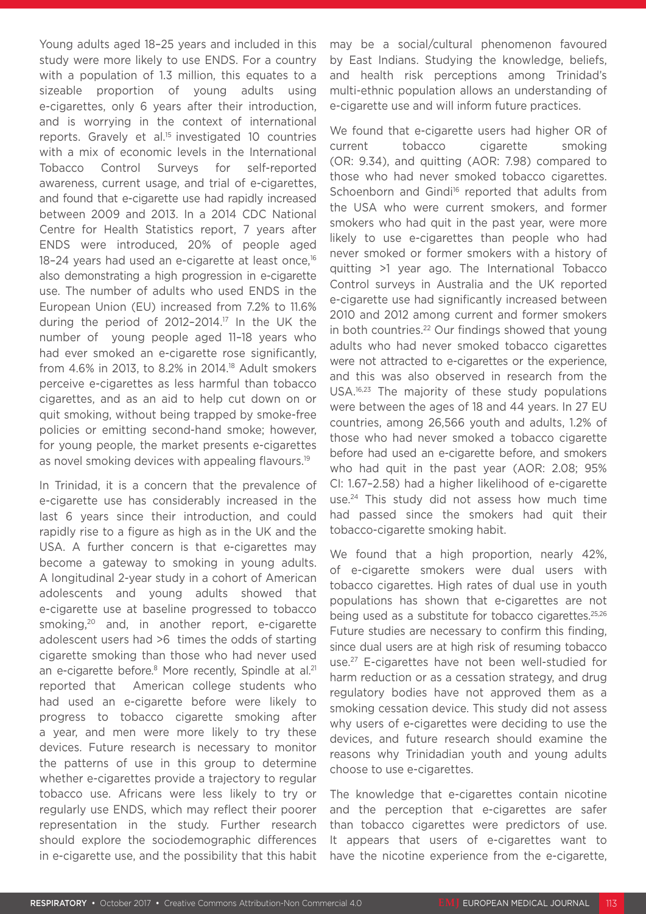Young adults aged 18–25 years and included in this study were more likely to use ENDS. For a country with a population of 1.3 million, this equates to a sizeable proportion of young adults using e-cigarettes, only 6 years after their introduction, and is worrying in the context of international reports. Gravely et al.[15] investigated 10 countries with a mix of economic levels in the International Tobacco Control Surveys for self-reported awareness, current usage, and trial of e-cigarettes, and found that e-cigarette use had rapidly increased between 2009 and 2013. In a 2014 CDC National Centre for Health Statistics report, 7 years after ENDS were introduced, 20% of people aged 18–24 years had used an e-cigarette at least once,[16] also demonstrating a high progression in e-cigarette use. The number of adults who used ENDS in the European Union (EU) increased from 7.2% to 11.6% during the period of 2012–2014.[17] In the UK the number of young people aged 11–18 years who had ever smoked an e-cigarette rose significantly, from 4.6% in 2013, to 8.2% in 2014.[18] Adult smokers perceive e-cigarettes as less harmful than tobacco cigarettes, and as an aid to help cut down on or quit smoking, without being trapped by smoke-free policies or emitting second-hand smoke; however, for young people, the market presents e-cigarettes as novel smoking devices with appealing flavours.[19]

In Trinidad, it is a concern that the prevalence of e-cigarette use has considerably increased in the last 6 years since their introduction, and could rapidly rise to a figure as high as in the UK and the USA. A further concern is that e-cigarettes may become a gateway to smoking in young adults. A longitudinal 2-year study in a cohort of American adolescents and young adults showed that e-cigarette use at baseline progressed to tobacco smoking,[20] and, in another report, e-cigarette adolescent users had >6 times the odds of starting cigarette smoking than those who had never used an e-cigarette before.[8] More recently, Spindle at al.[21] reported that American college students who had used an e-cigarette before were likely to progress to tobacco cigarette smoking after a year, and men were more likely to try these devices. Future research is necessary to monitor the patterns of use in this group to determine whether e-cigarettes provide a trajectory to regular tobacco use. Africans were less likely to try or regularly use ENDS, which may reflect their poorer representation in the study. Further research should explore the sociodemographic differences in e-cigarette use, and the possibility that this habit may be a social/cultural phenomenon favoured by East Indians. Studying the knowledge, beliefs, and health risk perceptions among Trinidad's multi-ethnic population allows an understanding of e-cigarette use and will inform future practices.

We found that e-cigarette users had higher OR of current tobacco cigarette smoking (OR: 9.34), and quitting (AOR: 7.98) compared to those who had never smoked tobacco cigarettes. Schoenborn and Gindi[16] reported that adults from the USA who were current smokers, and former smokers who had quit in the past year, were more likely to use e-cigarettes than people who had never smoked or former smokers with a history of quitting >1 year ago. The International Tobacco Control surveys in Australia and the UK reported e-cigarette use had significantly increased between 2010 and 2012 among current and former smokers in both countries.[22] Our findings showed that young adults who had never smoked tobacco cigarettes were not attracted to e-cigarettes or the experience, and this was also observed in research from the USA.[16,23] The majority of these study populations were between the ages of 18 and 44 years. In 27 EU countries, among 26,566 youth and adults, 1.2% of those who had never smoked a tobacco cigarette before had used an e-cigarette before, and smokers who had quit in the past year (AOR: 2.08; 95% CI: 1.67–2.58) had a higher likelihood of e-cigarette use.[24] This study did not assess how much time had passed since the smokers had quit their tobacco-cigarette smoking habit.

We found that a high proportion, nearly 42%, of e-cigarette smokers were dual users with tobacco cigarettes. High rates of dual use in youth populations has shown that e-cigarettes are not being used as a substitute for tobacco cigarettes.[25,26] Future studies are necessary to confirm this finding, since dual users are at high risk of resuming tobacco use.[27] E-cigarettes have not been well-studied for harm reduction or as a cessation strategy, and drug regulatory bodies have not approved them as a smoking cessation device. This study did not assess why users of e-cigarettes were deciding to use the devices, and future research should examine the reasons why Trinidadian youth and young adults choose to use e-cigarettes.

The knowledge that e-cigarettes contain nicotine and the perception that e-cigarettes are safer than tobacco cigarettes were predictors of use. It appears that users of e-cigarettes want to have the nicotine experience from the e-cigarette,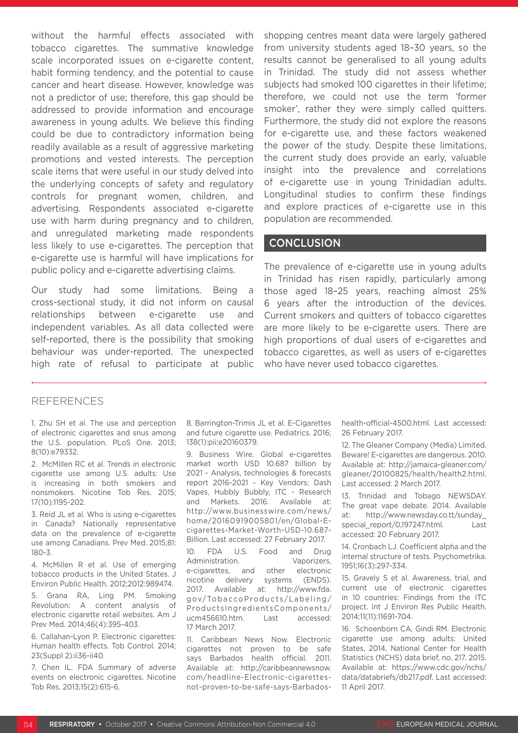without the harmful effects associated with tobacco cigarettes. The summative knowledge scale incorporated issues on e-cigarette content, habit forming tendency, and the potential to cause cancer and heart disease. However, knowledge was not a predictor of use; therefore, this gap should be addressed to provide information and encourage awareness in young adults. We believe this finding could be due to contradictory information being readily available as a result of aggressive marketing promotions and vested interests. The perception scale items that were useful in our study delved into the underlying concepts of safety and regulatory controls for pregnant women, children, and advertising. Respondents associated e-cigarette use with harm during pregnancy and to children, and unregulated marketing made respondents less likely to use e-cigarettes. The perception that e-cigarette use is harmful will have implications for public policy and e-cigarette advertising claims.

Our study had some limitations. Being a cross-sectional study, it did not inform on causal relationships between e-cigarette use and independent variables. As all data collected were self-reported, there is the possibility that smoking behaviour was under-reported. The unexpected high rate of refusal to participate at public shopping centres meant data were largely gathered from university students aged 18–30 years, so the results cannot be generalised to all young adults in Trinidad. The study did not assess whether subjects had smoked 100 cigarettes in their lifetime; therefore, we could not use the term 'former smoker', rather they were simply called quitters. Furthermore, the study did not explore the reasons for e-cigarette use, and these factors weakened the power of the study. Despite these limitations, the current study does provide an early, valuable insight into the prevalence and correlations of e-cigarette use in young Trinidadian adults. Longitudinal studies to confirm these findings and explore practices of e-cigarette use in this population are recommended.

## CONCLUSION

The prevalence of e-cigarette use in young adults in Trinidad has risen rapidly, particularly among those aged 18–25 years, reaching almost 25% 6 years after the introduction of the devices. Current smokers and quitters of tobacco cigarettes are more likely to be e-cigarette users. There are high proportions of dual users of e-cigarettes and tobacco cigarettes, as well as users of e-cigarettes who have never used tobacco cigarettes.

## REFERENCES

1. Zhu SH et al. The use and perception of electronic cigarettes and snus among the U.S. population. PLoS One. 2013; 8(10):e79332.
2. McMillen RC et al. Trends in electronic cigarette use among U.S. adults: Use is increasing in both smokers and nonsmokers. Nicotine Tob Res. 2015; 17(10):1195-202.
3. Reid JL et al. Who is using e-cigarettes in Canada? Nationally representative data on the prevalence of e-cigarette use among Canadians. Prev Med. 2015;81: 180-3.
4. McMillen R et al. Use of emerging tobacco products in the United States. J Environ Public Health. 2012;2012:989474.
5. Grana RA, Ling PM. Smoking Revolution: A content analysis of electronic cigarette retail websites. Am J Prev Med. 2014;46(4):395-403.
6. Callahan-Lyon P. Electronic cigarettes: Human health effects. Tob Control. 2014; 23(Suppl 2):ii36-ii40.
7. Chen IL. FDA Summary of adverse events on electronic cigarettes. Nicotine Tob Res. 2013;15(2):615-6.
8. Barrington-Trimis JL et al. E-Cigarettes and future cigarette use. Pediatrics. 2016; 138(1):pii:e20160379.
9. Business Wire. Global e-cigarettes market worth USD 10.687 billion by 2021 - Analysis, technologies & forecasts report 2016-2021 - Key Vendors: Dash Vapes, Hubbly Bubbly, ITC - Research and Markets. 2016. Available at: http://www.businesswire.com/news/home/20160919005801/en/Global-E-cigarettes-Market-Worth-USD-10.687-Billion. Last accessed: 27 February 2017.
10. FDA U.S. Food and Drug Administration. Vaporizers, e-cigarettes, and other electronic nicotine delivery systems (ENDS). 2017. Available at: http://www.fda.gov/TobaccoProducts/Labeling/ProductsIngredientsComponents/ucm456610.htm. Last accessed: 17 March 2017.
11. Caribbean News Now. Electronic cigarettes not proven to be safe says Barbados health official. 2011. Available at: http://caribbeannewsnow.com/headline-Electronic-cigarettes-not-proven-to-be-safe-says-Barbados-health-official-4500.html. Last accessed: 26 February 2017.
12. The Gleaner Company (Media) Limited. Beware! E-cigarettes are dangerous. 2010. Available at: http://jamaica-gleaner.com/gleaner/20100825/health/health2.html. Last accessed: 2 March 2017.
13. Trinidad and Tobago NEWSDAY. The great vape debate. 2014. Available at: http://www.newsday.co.tt/sunday_special_report/0,197247.html. Last accessed: 20 February 2017.
14. Cronbach LJ. Coefficient alpha and the internal structure of tests. Psychometrika. 1951;16(3):297-334.
15. Gravely S et al. Awareness, trial, and current use of electronic cigarettes in 10 countries: Findings from the ITC project. Int J Environ Res Public Health. 2014;11(11):11691-704.
16. Schoenborn CA, Gindi RM. Electronic cigarette use among adults: United States, 2014, National Center for Health Statistics (NCHS) data brief, no. 217. 2015. Available at: https://www.cdc.gov/nchs/data/databriefs/db217.pdf. Last accessed: 11 April 2017.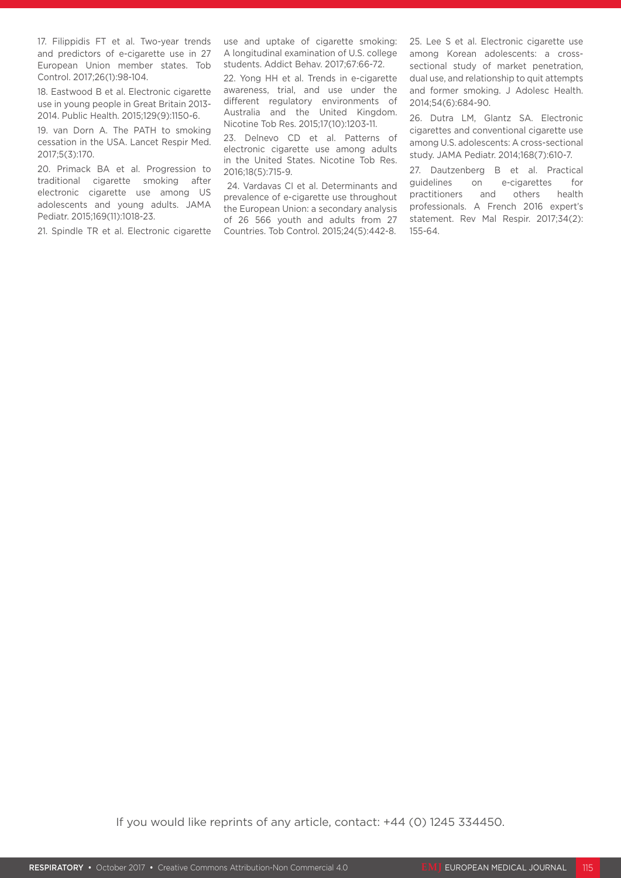17. Filippidis FT et al. Two-year trends and predictors of e-cigarette use in 27 European Union member states. Tob Control. 2017;26(1):98-104.

18. Eastwood B et al. Electronic cigarette use in young people in Great Britain 2013-2014. Public Health. 2015;129(9):1150-6.

19. van Dorn A. The PATH to smoking cessation in the USA. Lancet Respir Med. 2017;5(3):170.

20. Primack BA et al. Progression to traditional cigarette smoking after electronic cigarette use among US adolescents and young adults. JAMA Pediatr. 2015;169(11):1018-23.

21. Spindle TR et al. Electronic cigarette use and uptake of cigarette smoking: A longitudinal examination of U.S. college students. Addict Behav. 2017;67:66-72.

22. Yong HH et al. Trends in e-cigarette awareness, trial, and use under the different regulatory environments of Australia and the United Kingdom. Nicotine Tob Res. 2015;17(10):1203-11.

23. Delnevo CD et al. Patterns of electronic cigarette use among adults in the United States. Nicotine Tob Res. 2016;18(5):715-9.

24. Vardavas CI et al. Determinants and prevalence of e-cigarette use throughout the European Union: a secondary analysis of 26 566 youth and adults from 27 Countries. Tob Control. 2015;24(5):442-8.

25. Lee S et al. Electronic cigarette use among Korean adolescents: a cross-sectional study of market penetration, dual use, and relationship to quit attempts and former smoking. J Adolesc Health. 2014;54(6):684-90.

26. Dutra LM, Glantz SA. Electronic cigarettes and conventional cigarette use among U.S. adolescents: A cross-sectional study. JAMA Pediatr. 2014;168(7):610-7.

27. Dautzenberg B et al. Practical guidelines on e-cigarettes for practitioners and others health professionals. A French 2016 expert's statement. Rev Mal Respir. 2017;34(2): 155-64.

If you would like reprints of any article, contact: +44 (0) 1245 334450.